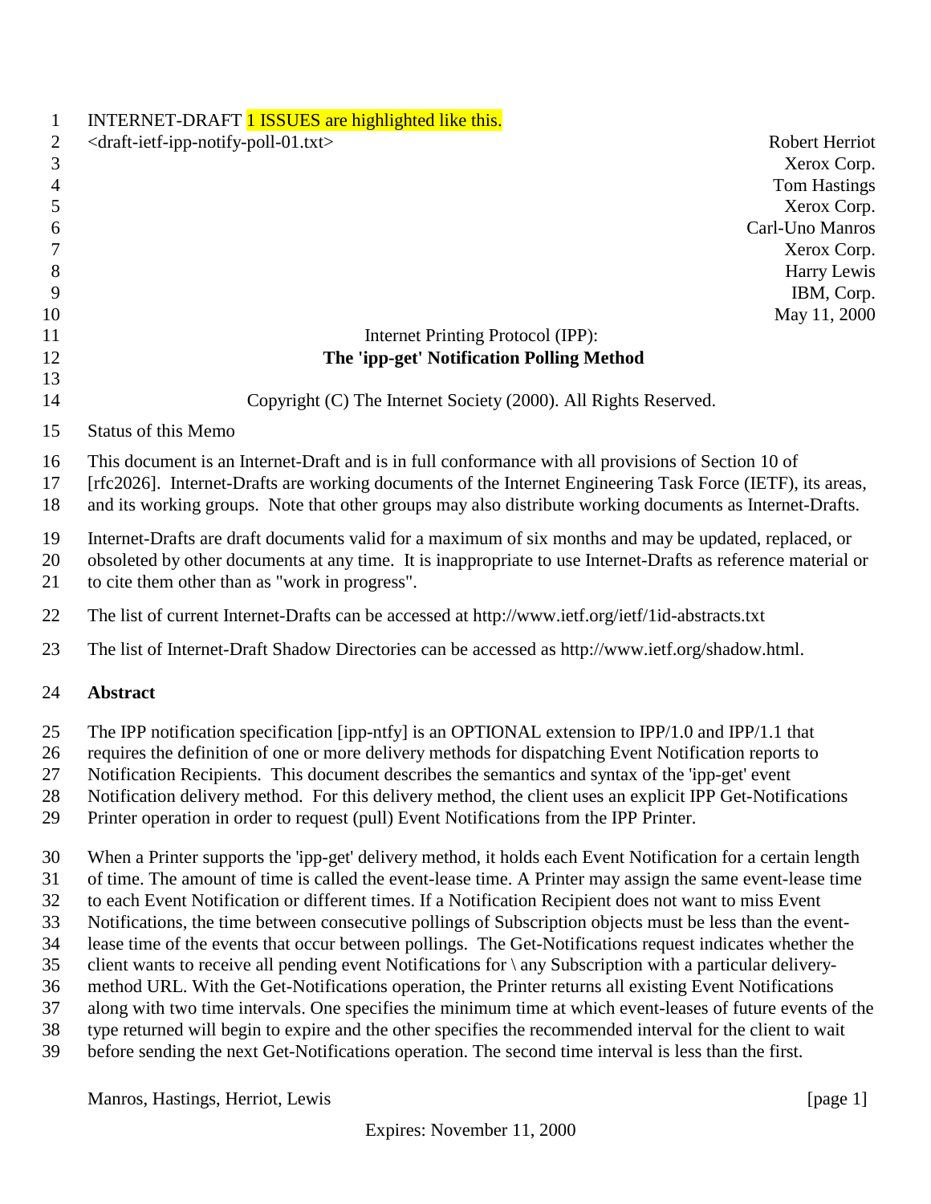INTERNET-DRAFT 1 ISSUES are highlighted like this.

<draft-ietf-ipp-notify-poll-01.txt>

Robert Herriot
Xerox Corp.
Tom Hastings
Xerox Corp.
Carl-Uno Manros
Xerox Corp.
Harry Lewis
IBM, Corp.
May 11, 2000

Internet Printing Protocol (IPP):

**The 'ipp-get' Notification Polling Method**

Copyright (C) The Internet Society (2000). All Rights Reserved.

Status of this Memo

This document is an Internet-Draft and is in full conformance with all provisions of Section 10 of [rfc2026]. Internet-Drafts are working documents of the Internet Engineering Task Force (IETF), its areas, and its working groups. Note that other groups may also distribute working documents as Internet-Drafts.

Internet-Drafts are draft documents valid for a maximum of six months and may be updated, replaced, or obsoleted by other documents at any time. It is inappropriate to use Internet-Drafts as reference material or to cite them other than as "work in progress".

The list of current Internet-Drafts can be accessed at http://www.ietf.org/ietf/1id-abstracts.txt

The list of Internet-Draft Shadow Directories can be accessed as http://www.ietf.org/shadow.html.

**Abstract**

The IPP notification specification [ipp-ntfy] is an OPTIONAL extension to IPP/1.0 and IPP/1.1 that requires the definition of one or more delivery methods for dispatching Event Notification reports to Notification Recipients. This document describes the semantics and syntax of the 'ipp-get' event Notification delivery method. For this delivery method, the client uses an explicit IPP Get-Notifications Printer operation in order to request (pull) Event Notifications from the IPP Printer.

When a Printer supports the 'ipp-get' delivery method, it holds each Event Notification for a certain length of time. The amount of time is called the event-lease time. A Printer may assign the same event-lease time to each Event Notification or different times. If a Notification Recipient does not want to miss Event Notifications, the time between consecutive pollings of Subscription objects must be less than the event-lease time of the events that occur between pollings. The Get-Notifications request indicates whether the client wants to receive all pending event Notifications for \ any Subscription with a particular delivery-method URL. With the Get-Notifications operation, the Printer returns all existing Event Notifications along with two time intervals. One specifies the minimum time at which event-leases of future events of the type returned will begin to expire and the other specifies the recommended interval for the client to wait before sending the next Get-Notifications operation. The second time interval is less than the first.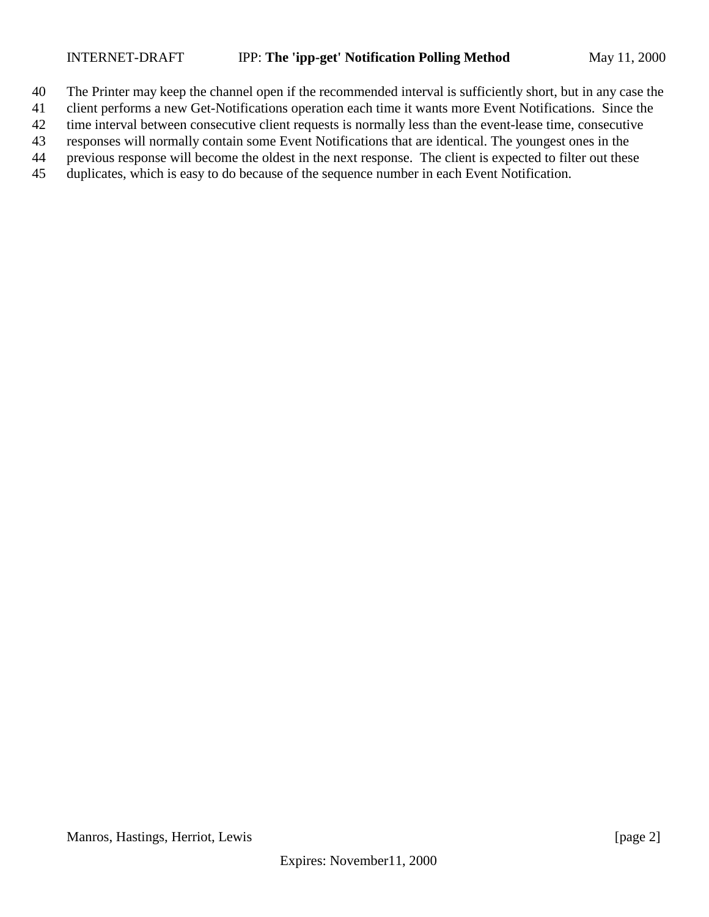The Printer may keep the channel open if the recommended interval is sufficiently short, but in any case the client performs a new Get-Notifications operation each time it wants more Event Notifications. Since the time interval between consecutive client requests is normally less than the event-lease time, consecutive responses will normally contain some Event Notifications that are identical. The youngest ones in the previous response will become the oldest in the next response. The client is expected to filter out these duplicates, which is easy to do because of the sequence number in each Event Notification.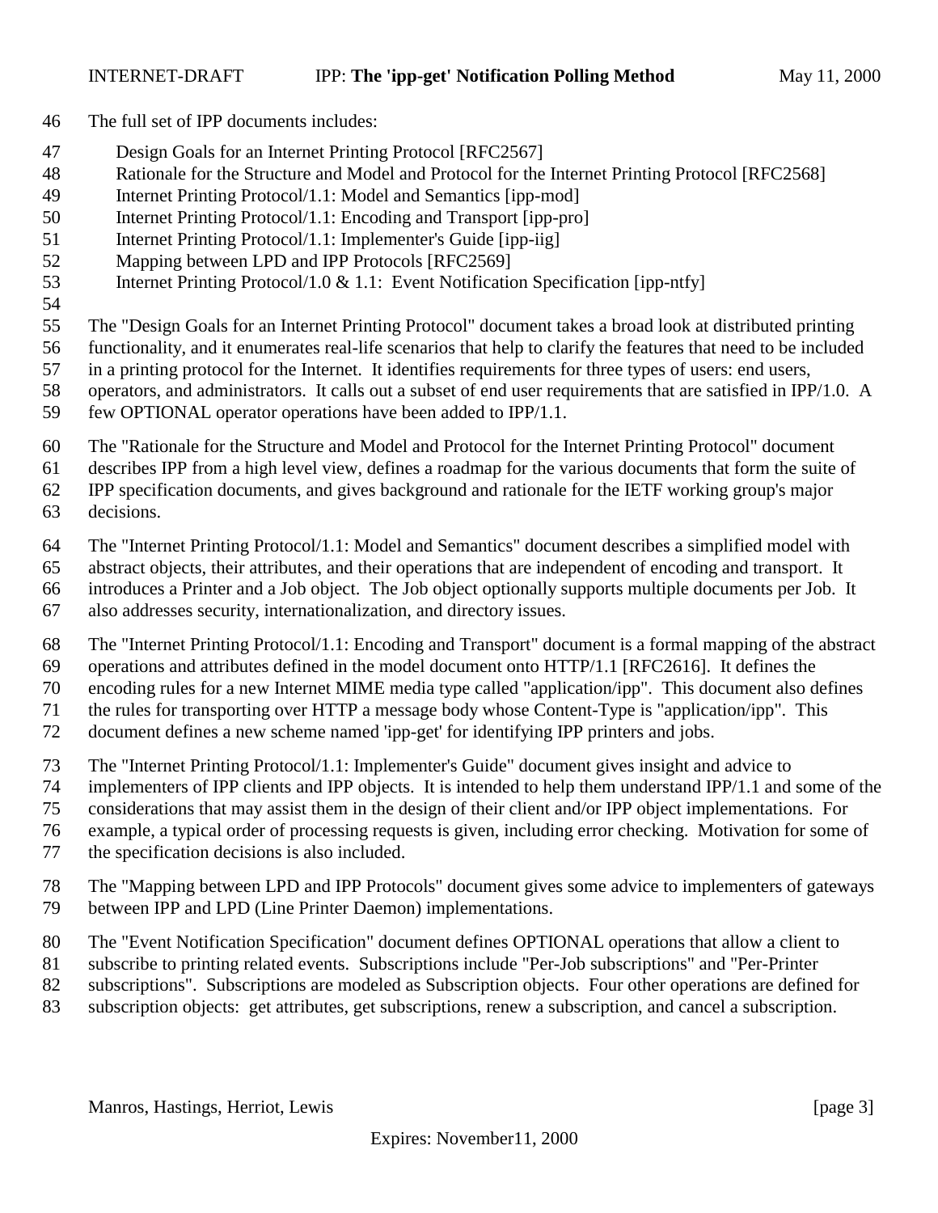The full set of IPP documents includes:

Design Goals for an Internet Printing Protocol [RFC2567]
Rationale for the Structure and Model and Protocol for the Internet Printing Protocol [RFC2568]
Internet Printing Protocol/1.1: Model and Semantics [ipp-mod]
Internet Printing Protocol/1.1: Encoding and Transport [ipp-pro]
Internet Printing Protocol/1.1: Implementer's Guide [ipp-iig]
Mapping between LPD and IPP Protocols [RFC2569]
Internet Printing Protocol/1.0 & 1.1: Event Notification Specification [ipp-ntfy]

The "Design Goals for an Internet Printing Protocol" document takes a broad look at distributed printing functionality, and it enumerates real-life scenarios that help to clarify the features that need to be included in a printing protocol for the Internet. It identifies requirements for three types of users: end users, operators, and administrators. It calls out a subset of end user requirements that are satisfied in IPP/1.0. A few OPTIONAL operator operations have been added to IPP/1.1.

The "Rationale for the Structure and Model and Protocol for the Internet Printing Protocol" document describes IPP from a high level view, defines a roadmap for the various documents that form the suite of IPP specification documents, and gives background and rationale for the IETF working group's major decisions.

The "Internet Printing Protocol/1.1: Model and Semantics" document describes a simplified model with abstract objects, their attributes, and their operations that are independent of encoding and transport. It introduces a Printer and a Job object. The Job object optionally supports multiple documents per Job. It also addresses security, internationalization, and directory issues.

The "Internet Printing Protocol/1.1: Encoding and Transport" document is a formal mapping of the abstract operations and attributes defined in the model document onto HTTP/1.1 [RFC2616]. It defines the encoding rules for a new Internet MIME media type called "application/ipp". This document also defines the rules for transporting over HTTP a message body whose Content-Type is "application/ipp". This document defines a new scheme named 'ipp-get' for identifying IPP printers and jobs.

The "Internet Printing Protocol/1.1: Implementer's Guide" document gives insight and advice to implementers of IPP clients and IPP objects. It is intended to help them understand IPP/1.1 and some of the considerations that may assist them in the design of their client and/or IPP object implementations. For example, a typical order of processing requests is given, including error checking. Motivation for some of the specification decisions is also included.

The "Mapping between LPD and IPP Protocols" document gives some advice to implementers of gateways between IPP and LPD (Line Printer Daemon) implementations.

The "Event Notification Specification" document defines OPTIONAL operations that allow a client to subscribe to printing related events. Subscriptions include "Per-Job subscriptions" and "Per-Printer subscriptions". Subscriptions are modeled as Subscription objects. Four other operations are defined for subscription objects: get attributes, get subscriptions, renew a subscription, and cancel a subscription.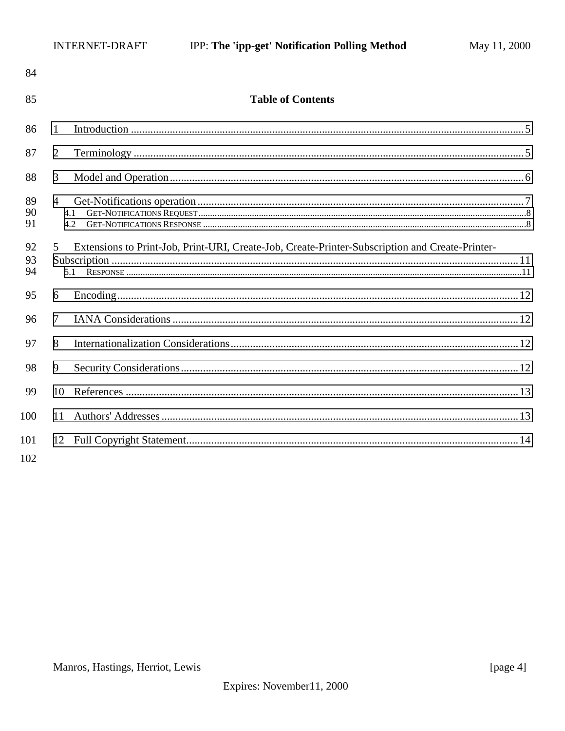## Table of Contents

1 Introduction ..... 5

2 Terminology ..... 5

3 Model and Operation ..... 6

4 Get-Notifications operation ..... 7
- 4.1 GET-NOTIFICATIONS REQUEST ..... 8
- 4.2 GET-NOTIFICATIONS RESPONSE ..... 8

5 Extensions to Print-Job, Print-URI, Create-Job, Create-Printer-Subscription and Create-Printer-Subscription ..... 11
- 5.1 RESPONSE ..... 11

6 Encoding ..... 12

7 IANA Considerations ..... 12

8 Internationalization Considerations ..... 12

9 Security Considerations ..... 12

10 References ..... 13

11 Authors' Addresses ..... 13

12 Full Copyright Statement ..... 14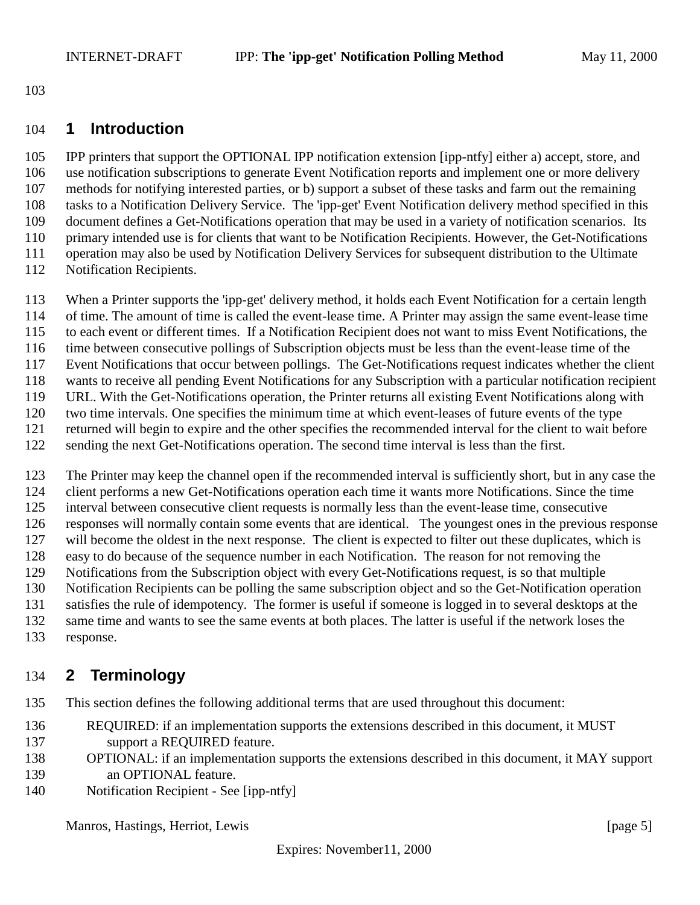# 1 Introduction

IPP printers that support the OPTIONAL IPP notification extension [ipp-ntfy] either a) accept, store, and use notification subscriptions to generate Event Notification reports and implement one or more delivery methods for notifying interested parties, or b) support a subset of these tasks and farm out the remaining tasks to a Notification Delivery Service. The 'ipp-get' Event Notification delivery method specified in this document defines a Get-Notifications operation that may be used in a variety of notification scenarios. Its primary intended use is for clients that want to be Notification Recipients. However, the Get-Notifications operation may also be used by Notification Delivery Services for subsequent distribution to the Ultimate Notification Recipients.

When a Printer supports the 'ipp-get' delivery method, it holds each Event Notification for a certain length of time. The amount of time is called the event-lease time. A Printer may assign the same event-lease time to each event or different times. If a Notification Recipient does not want to miss Event Notifications, the time between consecutive pollings of Subscription objects must be less than the event-lease time of the Event Notifications that occur between pollings. The Get-Notifications request indicates whether the client wants to receive all pending Event Notifications for any Subscription with a particular notification recipient URL. With the Get-Notifications operation, the Printer returns all existing Event Notifications along with two time intervals. One specifies the minimum time at which event-leases of future events of the type returned will begin to expire and the other specifies the recommended interval for the client to wait before sending the next Get-Notifications operation. The second time interval is less than the first.

The Printer may keep the channel open if the recommended interval is sufficiently short, but in any case the client performs a new Get-Notifications operation each time it wants more Notifications. Since the time interval between consecutive client requests is normally less than the event-lease time, consecutive responses will normally contain some events that are identical. The youngest ones in the previous response will become the oldest in the next response. The client is expected to filter out these duplicates, which is easy to do because of the sequence number in each Notification. The reason for not removing the Notifications from the Subscription object with every Get-Notifications request, is so that multiple Notification Recipients can be polling the same subscription object and so the Get-Notification operation satisfies the rule of idempotency. The former is useful if someone is logged in to several desktops at the same time and wants to see the same events at both places. The latter is useful if the network loses the response.

# 2 Terminology

This section defines the following additional terms that are used throughout this document:

REQUIRED: if an implementation supports the extensions described in this document, it MUST support a REQUIRED feature.

OPTIONAL: if an implementation supports the extensions described in this document, it MAY support an OPTIONAL feature.

Notification Recipient - See [ipp-ntfy]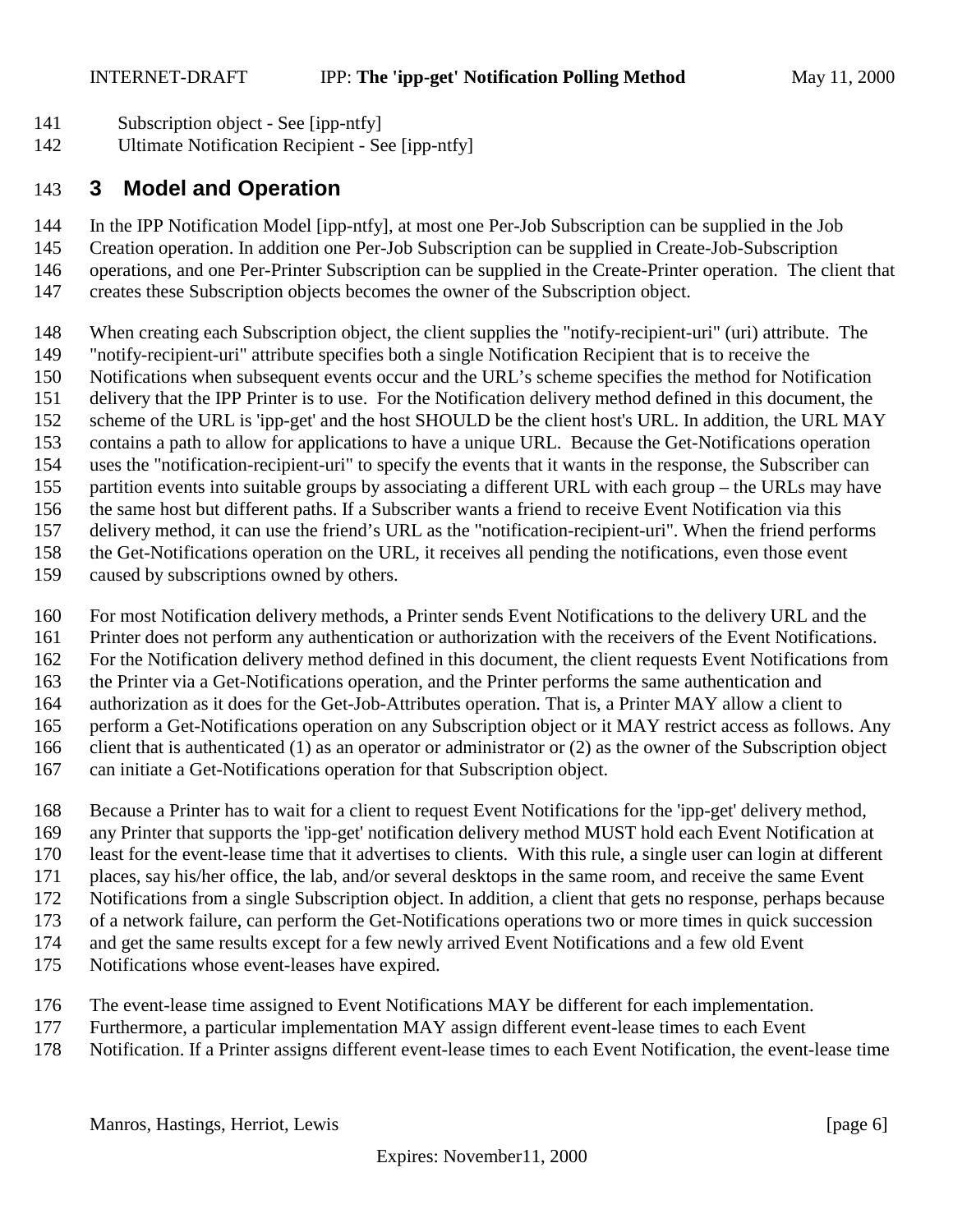Subscription object - See [ipp-ntfy]
Ultimate Notification Recipient - See [ipp-ntfy]

# 3 Model and Operation

In the IPP Notification Model [ipp-ntfy], at most one Per-Job Subscription can be supplied in the Job Creation operation. In addition one Per-Job Subscription can be supplied in Create-Job-Subscription operations, and one Per-Printer Subscription can be supplied in the Create-Printer operation. The client that creates these Subscription objects becomes the owner of the Subscription object.

When creating each Subscription object, the client supplies the "notify-recipient-uri" (uri) attribute. The "notify-recipient-uri" attribute specifies both a single Notification Recipient that is to receive the Notifications when subsequent events occur and the URL's scheme specifies the method for Notification delivery that the IPP Printer is to use. For the Notification delivery method defined in this document, the scheme of the URL is 'ipp-get' and the host SHOULD be the client host's URL. In addition, the URL MAY contains a path to allow for applications to have a unique URL. Because the Get-Notifications operation uses the "notification-recipient-uri" to specify the events that it wants in the response, the Subscriber can partition events into suitable groups by associating a different URL with each group – the URLs may have the same host but different paths. If a Subscriber wants a friend to receive Event Notification via this delivery method, it can use the friend's URL as the "notification-recipient-uri". When the friend performs the Get-Notifications operation on the URL, it receives all pending the notifications, even those event caused by subscriptions owned by others.

For most Notification delivery methods, a Printer sends Event Notifications to the delivery URL and the Printer does not perform any authentication or authorization with the receivers of the Event Notifications. For the Notification delivery method defined in this document, the client requests Event Notifications from the Printer via a Get-Notifications operation, and the Printer performs the same authentication and authorization as it does for the Get-Job-Attributes operation. That is, a Printer MAY allow a client to perform a Get-Notifications operation on any Subscription object or it MAY restrict access as follows. Any client that is authenticated (1) as an operator or administrator or (2) as the owner of the Subscription object can initiate a Get-Notifications operation for that Subscription object.

Because a Printer has to wait for a client to request Event Notifications for the 'ipp-get' delivery method, any Printer that supports the 'ipp-get' notification delivery method MUST hold each Event Notification at least for the event-lease time that it advertises to clients. With this rule, a single user can login at different places, say his/her office, the lab, and/or several desktops in the same room, and receive the same Event Notifications from a single Subscription object. In addition, a client that gets no response, perhaps because of a network failure, can perform the Get-Notifications operations two or more times in quick succession and get the same results except for a few newly arrived Event Notifications and a few old Event Notifications whose event-leases have expired.

The event-lease time assigned to Event Notifications MAY be different for each implementation. Furthermore, a particular implementation MAY assign different event-lease times to each Event Notification. If a Printer assigns different event-lease times to each Event Notification, the event-lease time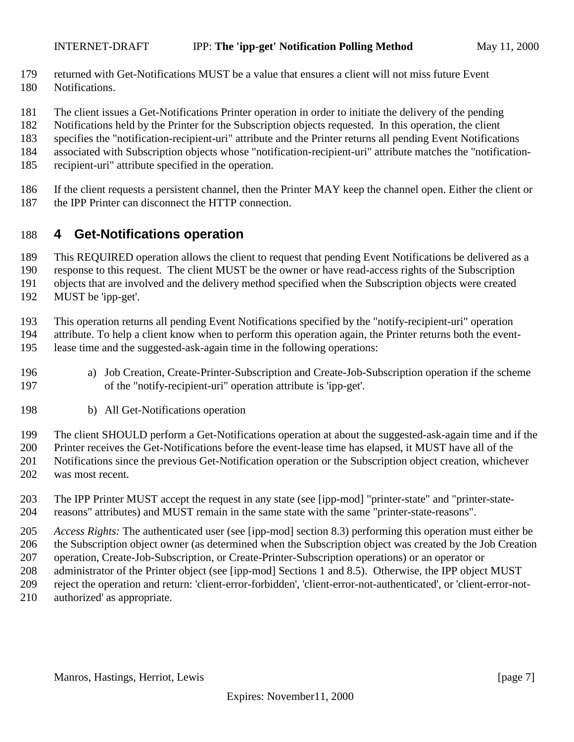returned with Get-Notifications MUST be a value that ensures a client will not miss future Event Notifications.

The client issues a Get-Notifications Printer operation in order to initiate the delivery of the pending Notifications held by the Printer for the Subscription objects requested. In this operation, the client specifies the "notification-recipient-uri" attribute and the Printer returns all pending Event Notifications associated with Subscription objects whose "notification-recipient-uri" attribute matches the "notification-recipient-uri" attribute specified in the operation.

If the client requests a persistent channel, then the Printer MAY keep the channel open. Either the client or the IPP Printer can disconnect the HTTP connection.

# 4 Get-Notifications operation

This REQUIRED operation allows the client to request that pending Event Notifications be delivered as a response to this request. The client MUST be the owner or have read-access rights of the Subscription objects that are involved and the delivery method specified when the Subscription objects were created MUST be 'ipp-get'.

This operation returns all pending Event Notifications specified by the "notify-recipient-uri" operation attribute. To help a client know when to perform this operation again, the Printer returns both the event-lease time and the suggested-ask-again time in the following operations:

a) Job Creation, Create-Printer-Subscription and Create-Job-Subscription operation if the scheme of the "notify-recipient-uri" operation attribute is 'ipp-get'.

b) All Get-Notifications operation

The client SHOULD perform a Get-Notifications operation at about the suggested-ask-again time and if the Printer receives the Get-Notifications before the event-lease time has elapsed, it MUST have all of the Notifications since the previous Get-Notification operation or the Subscription object creation, whichever was most recent.

The IPP Printer MUST accept the request in any state (see [ipp-mod] "printer-state" and "printer-state-reasons" attributes) and MUST remain in the same state with the same "printer-state-reasons".

*Access Rights:* The authenticated user (see [ipp-mod] section 8.3) performing this operation must either be the Subscription object owner (as determined when the Subscription object was created by the Job Creation operation, Create-Job-Subscription, or Create-Printer-Subscription operations) or an operator or administrator of the Printer object (see [ipp-mod] Sections 1 and 8.5). Otherwise, the IPP object MUST reject the operation and return: 'client-error-forbidden', 'client-error-not-authenticated', or 'client-error-not-authorized' as appropriate.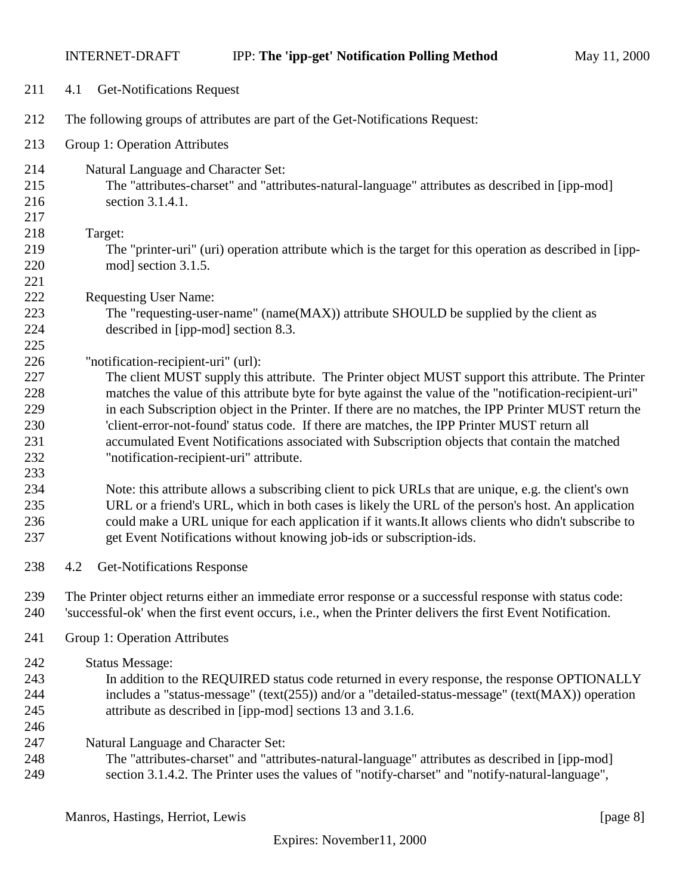## 4.1 Get-Notifications Request

The following groups of attributes are part of the Get-Notifications Request:

Group 1: Operation Attributes

Natural Language and Character Set:
The "attributes-charset" and "attributes-natural-language" attributes as described in [ipp-mod] section 3.1.4.1.

Target:
The "printer-uri" (uri) operation attribute which is the target for this operation as described in [ipp-mod] section 3.1.5.

Requesting User Name:
The "requesting-user-name" (name(MAX)) attribute SHOULD be supplied by the client as described in [ipp-mod] section 8.3.

"notification-recipient-uri" (url):
The client MUST supply this attribute. The Printer object MUST support this attribute. The Printer matches the value of this attribute byte for byte against the value of the "notification-recipient-uri" in each Subscription object in the Printer. If there are no matches, the IPP Printer MUST return the 'client-error-not-found' status code. If there are matches, the IPP Printer MUST return all accumulated Event Notifications associated with Subscription objects that contain the matched "notification-recipient-uri" attribute.

Note: this attribute allows a subscribing client to pick URLs that are unique, e.g. the client's own URL or a friend's URL, which in both cases is likely the URL of the person's host. An application could make a URL unique for each application if it wants.It allows clients who didn't subscribe to get Event Notifications without knowing job-ids or subscription-ids.

## 4.2 Get-Notifications Response

The Printer object returns either an immediate error response or a successful response with status code: 'successful-ok' when the first event occurs, i.e., when the Printer delivers the first Event Notification.

Group 1: Operation Attributes

Status Message:
In addition to the REQUIRED status code returned in every response, the response OPTIONALLY includes a "status-message" (text(255)) and/or a "detailed-status-message" (text(MAX)) operation attribute as described in [ipp-mod] sections 13 and 3.1.6.

Natural Language and Character Set:
The "attributes-charset" and "attributes-natural-language" attributes as described in [ipp-mod] section 3.1.4.2. The Printer uses the values of "notify-charset" and "notify-natural-language",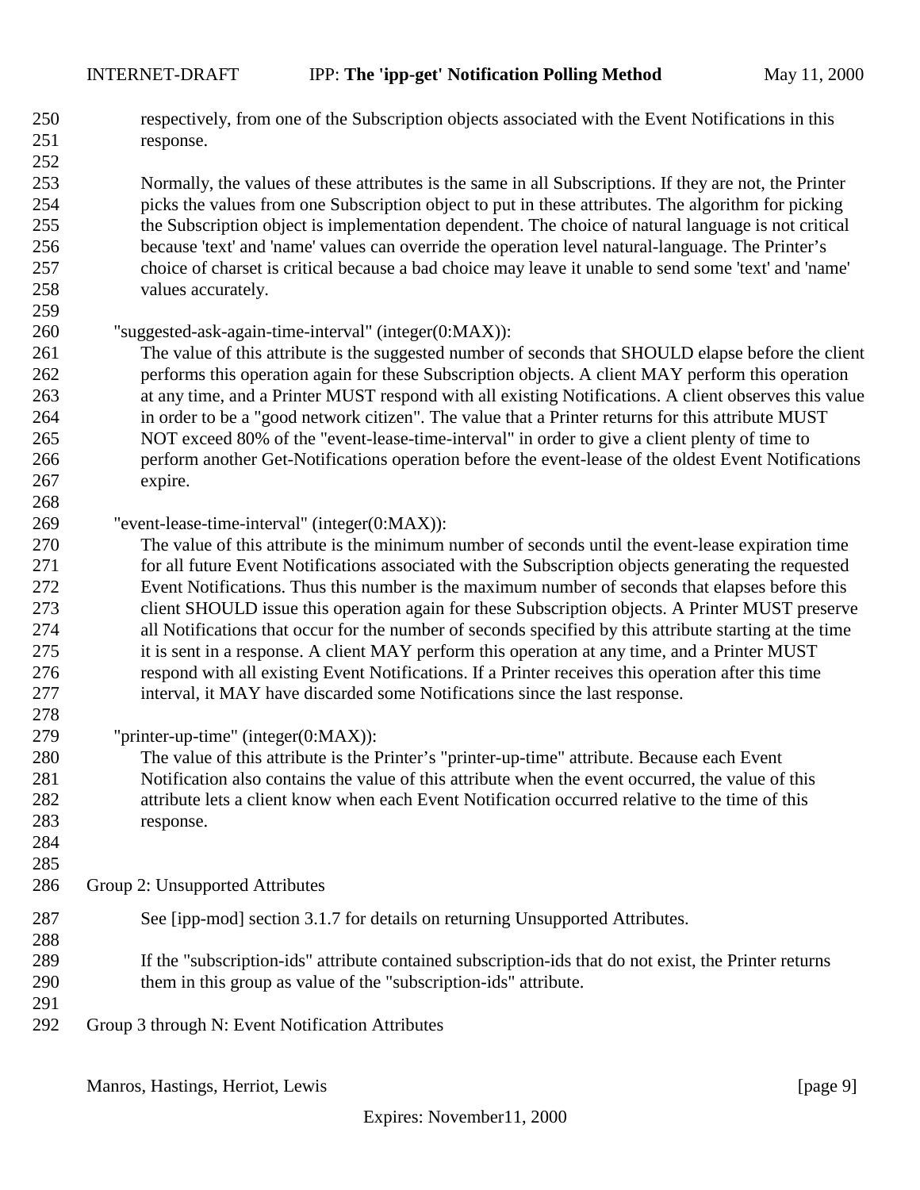respectively, from one of the Subscription objects associated with the Event Notifications in this response.

Normally, the values of these attributes is the same in all Subscriptions. If they are not, the Printer picks the values from one Subscription object to put in these attributes. The algorithm for picking the Subscription object is implementation dependent. The choice of natural language is not critical because 'text' and 'name' values can override the operation level natural-language. The Printer's choice of charset is critical because a bad choice may leave it unable to send some 'text' and 'name' values accurately.

"suggested-ask-again-time-interval" (integer(0:MAX)):

The value of this attribute is the suggested number of seconds that SHOULD elapse before the client performs this operation again for these Subscription objects. A client MAY perform this operation at any time, and a Printer MUST respond with all existing Notifications. A client observes this value in order to be a "good network citizen". The value that a Printer returns for this attribute MUST NOT exceed 80% of the "event-lease-time-interval" in order to give a client plenty of time to perform another Get-Notifications operation before the event-lease of the oldest Event Notifications expire.

"event-lease-time-interval" (integer(0:MAX)):

The value of this attribute is the minimum number of seconds until the event-lease expiration time for all future Event Notifications associated with the Subscription objects generating the requested Event Notifications. Thus this number is the maximum number of seconds that elapses before this client SHOULD issue this operation again for these Subscription objects. A Printer MUST preserve all Notifications that occur for the number of seconds specified by this attribute starting at the time it is sent in a response. A client MAY perform this operation at any time, and a Printer MUST respond with all existing Event Notifications. If a Printer receives this operation after this time interval, it MAY have discarded some Notifications since the last response.

"printer-up-time" (integer(0:MAX)):

The value of this attribute is the Printer's "printer-up-time" attribute. Because each Event Notification also contains the value of this attribute when the event occurred, the value of this attribute lets a client know when each Event Notification occurred relative to the time of this response.

Group 2: Unsupported Attributes

See [ipp-mod] section 3.1.7 for details on returning Unsupported Attributes.

If the "subscription-ids" attribute contained subscription-ids that do not exist, the Printer returns them in this group as value of the "subscription-ids" attribute.

Group 3 through N: Event Notification Attributes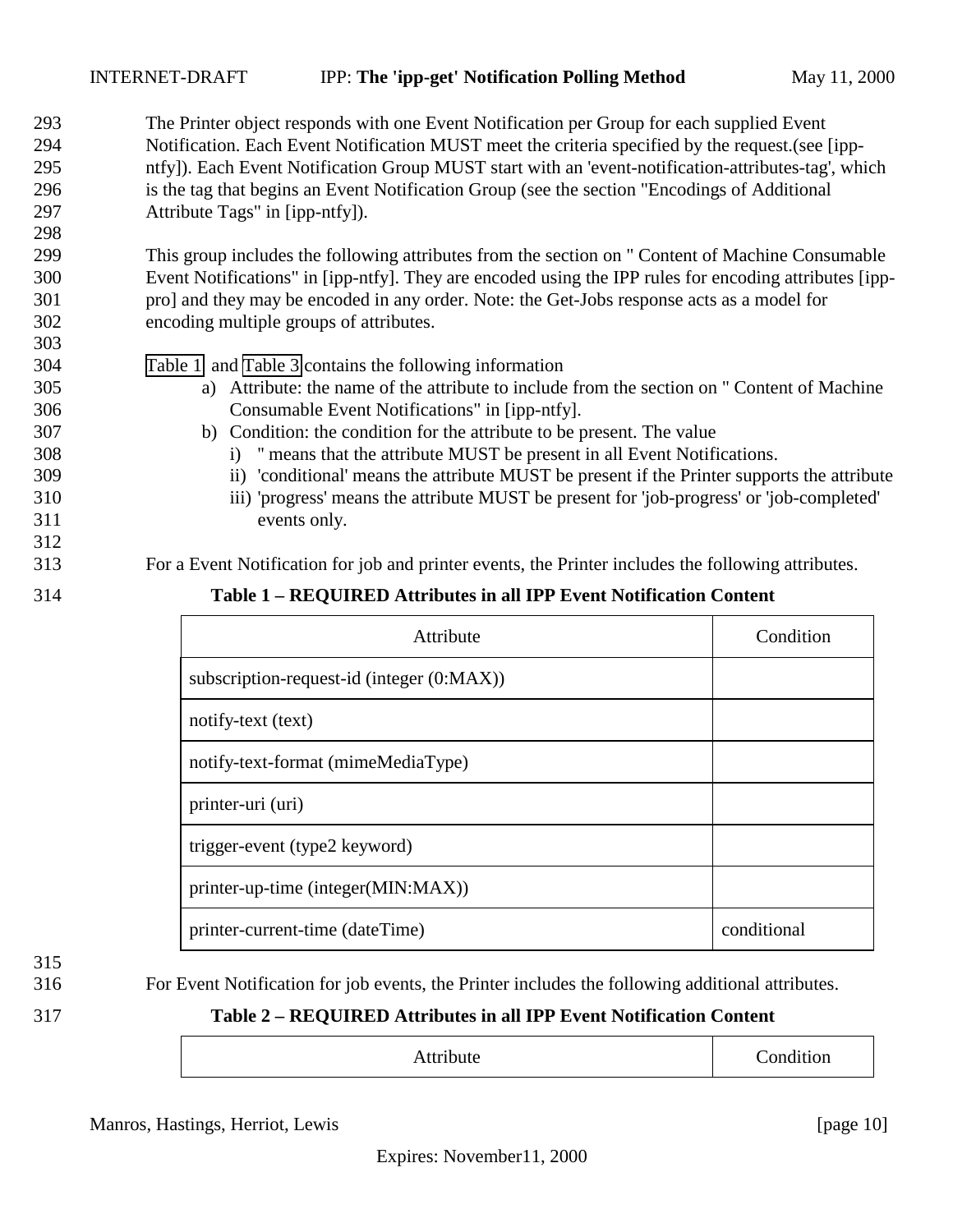The Printer object responds with one Event Notification per Group for each supplied Event Notification. Each Event Notification MUST meet the criteria specified by the request.(see [ipp-ntfy]). Each Event Notification Group MUST start with an 'event-notification-attributes-tag', which is the tag that begins an Event Notification Group (see the section "Encodings of Additional Attribute Tags" in [ipp-ntfy]).

This group includes the following attributes from the section on " Content of Machine Consumable Event Notifications" in [ipp-ntfy]. They are encoded using the IPP rules for encoding attributes [ipp-pro] and they may be encoded in any order. Note: the Get-Jobs response acts as a model for encoding multiple groups of attributes.

Table 1 and Table 3 contains the following information

a) Attribute: the name of the attribute to include from the section on " Content of Machine Consumable Event Notifications" in [ipp-ntfy].
b) Condition: the condition for the attribute to be present. The value
    i) " means that the attribute MUST be present in all Event Notifications.
    ii) 'conditional' means the attribute MUST be present if the Printer supports the attribute
    iii) 'progress' means the attribute MUST be present for 'job-progress' or 'job-completed' events only.

For a Event Notification for job and printer events, the Printer includes the following attributes.

**Table 1 – REQUIRED Attributes in all IPP Event Notification Content**

| Attribute | Condition |
|---|---|
| subscription-request-id (integer (0:MAX)) | |
| notify-text (text) | |
| notify-text-format (mimeMediaType) | |
| printer-uri (uri) | |
| trigger-event (type2 keyword) | |
| printer-up-time (integer(MIN:MAX)) | |
| printer-current-time (dateTime) | conditional |

For Event Notification for job events, the Printer includes the following additional attributes.

**Table 2 – REQUIRED Attributes in all IPP Event Notification Content**

| Attribute | Condition |
|---|---|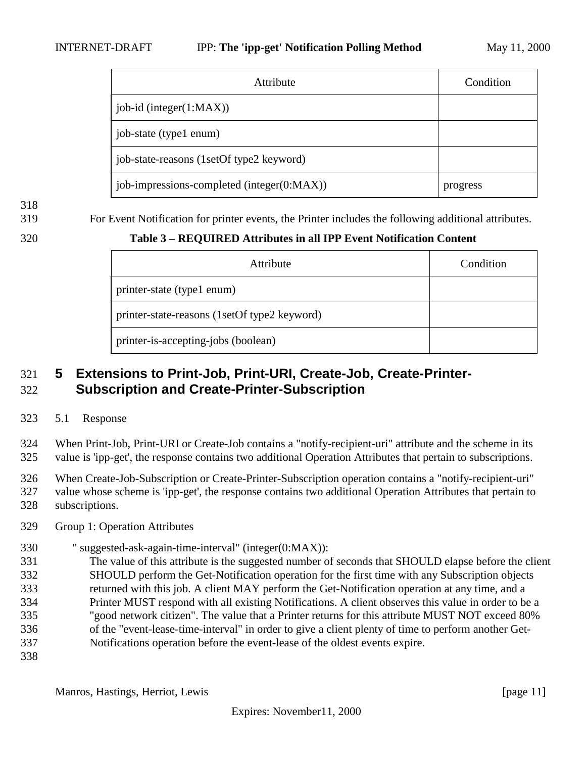| Attribute | Condition |
| --- | --- |
| job-id (integer(1:MAX)) | |
| job-state (type1 enum) | |
| job-state-reasons (1setOf type2 keyword) | |
| job-impressions-completed (integer(0:MAX)) | progress |

For Event Notification for printer events, the Printer includes the following additional attributes.

**Table 3 – REQUIRED Attributes in all IPP Event Notification Content**

| Attribute | Condition |
| --- | --- |
| printer-state (type1 enum) | |
| printer-state-reasons (1setOf type2 keyword) | |
| printer-is-accepting-jobs (boolean) | |

# 5 Extensions to Print-Job, Print-URI, Create-Job, Create-Printer-Subscription and Create-Printer-Subscription

## 5.1 Response

When Print-Job, Print-URI or Create-Job contains a "notify-recipient-uri" attribute and the scheme in its value is 'ipp-get', the response contains two additional Operation Attributes that pertain to subscriptions.

When Create-Job-Subscription or Create-Printer-Subscription operation contains a "notify-recipient-uri" value whose scheme is 'ipp-get', the response contains two additional Operation Attributes that pertain to subscriptions.

Group 1: Operation Attributes

" suggested-ask-again-time-interval" (integer(0:MAX)):
The value of this attribute is the suggested number of seconds that SHOULD elapse before the client SHOULD perform the Get-Notification operation for the first time with any Subscription objects returned with this job. A client MAY perform the Get-Notification operation at any time, and a Printer MUST respond with all existing Notifications. A client observes this value in order to be a "good network citizen". The value that a Printer returns for this attribute MUST NOT exceed 80% of the "event-lease-time-interval" in order to give a client plenty of time to perform another Get-Notifications operation before the event-lease of the oldest events expire.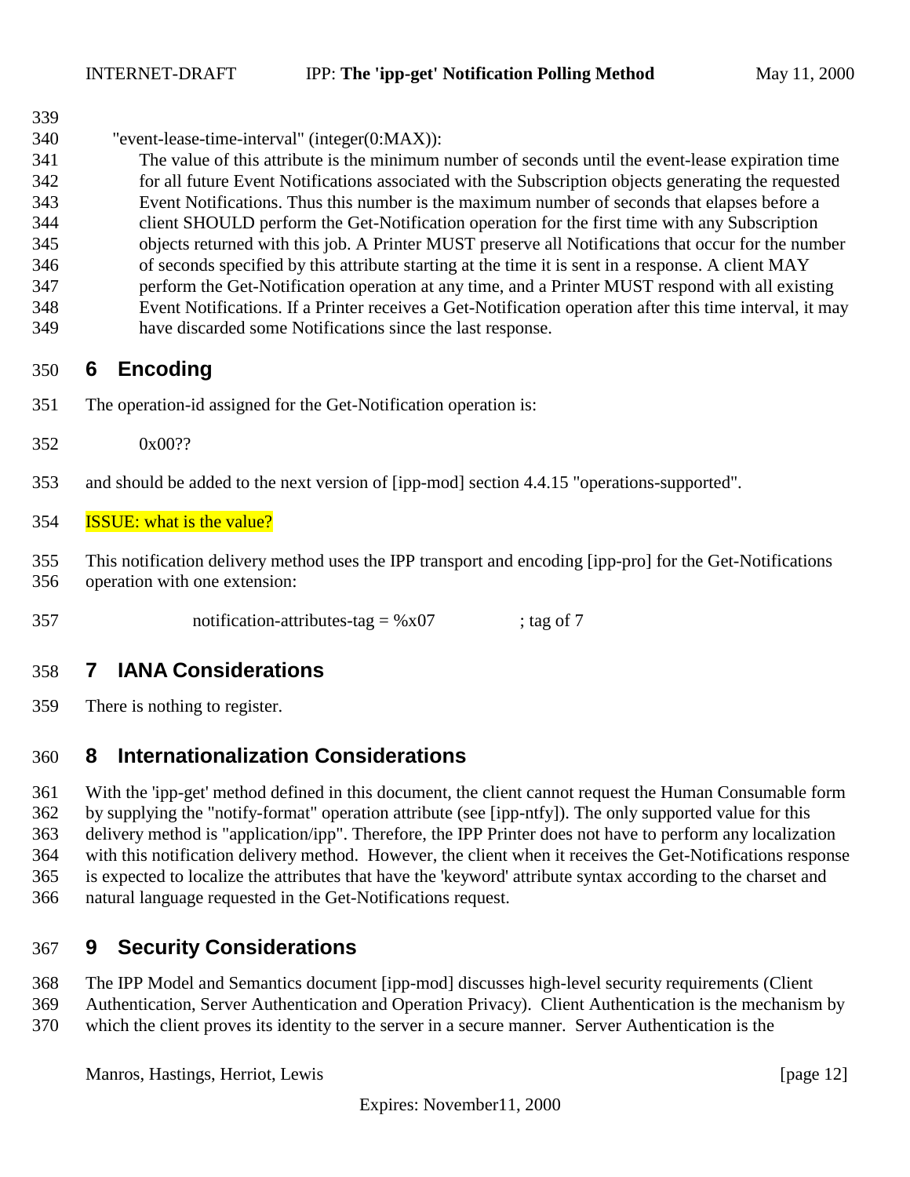"event-lease-time-interval" (integer(0:MAX)):

The value of this attribute is the minimum number of seconds until the event-lease expiration time for all future Event Notifications associated with the Subscription objects generating the requested Event Notifications. Thus this number is the maximum number of seconds that elapses before a client SHOULD perform the Get-Notification operation for the first time with any Subscription objects returned with this job. A Printer MUST preserve all Notifications that occur for the number of seconds specified by this attribute starting at the time it is sent in a response. A client MAY perform the Get-Notification operation at any time, and a Printer MUST respond with all existing Event Notifications. If a Printer receives a Get-Notification operation after this time interval, it may have discarded some Notifications since the last response.

# 6 Encoding

The operation-id assigned for the Get-Notification operation is:

0x00??

and should be added to the next version of [ipp-mod] section 4.4.15 "operations-supported".

ISSUE: what is the value?

This notification delivery method uses the IPP transport and encoding [ipp-pro] for the Get-Notifications operation with one extension:

```
notification-attributes-tag = %x07          ; tag of 7
```

# 7 IANA Considerations

There is nothing to register.

# 8 Internationalization Considerations

With the 'ipp-get' method defined in this document, the client cannot request the Human Consumable form by supplying the "notify-format" operation attribute (see [ipp-ntfy]). The only supported value for this delivery method is "application/ipp". Therefore, the IPP Printer does not have to perform any localization with this notification delivery method. However, the client when it receives the Get-Notifications response is expected to localize the attributes that have the 'keyword' attribute syntax according to the charset and natural language requested in the Get-Notifications request.

# 9 Security Considerations

The IPP Model and Semantics document [ipp-mod] discusses high-level security requirements (Client Authentication, Server Authentication and Operation Privacy). Client Authentication is the mechanism by which the client proves its identity to the server in a secure manner. Server Authentication is the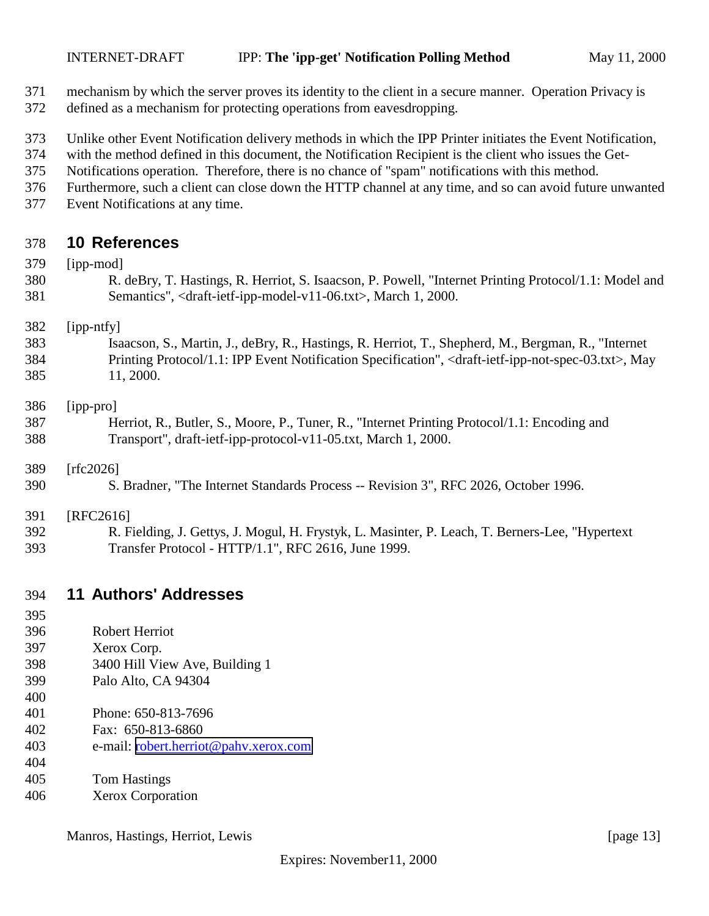mechanism by which the server proves its identity to the client in a secure manner. Operation Privacy is defined as a mechanism for protecting operations from eavesdropping.

Unlike other Event Notification delivery methods in which the IPP Printer initiates the Event Notification, with the method defined in this document, the Notification Recipient is the client who issues the Get-Notifications operation. Therefore, there is no chance of "spam" notifications with this method. Furthermore, such a client can close down the HTTP channel at any time, and so can avoid future unwanted Event Notifications at any time.

## 10 References

[ipp-mod]
R. deBry, T. Hastings, R. Herriot, S. Isaacson, P. Powell, "Internet Printing Protocol/1.1: Model and Semantics", <draft-ietf-ipp-model-v11-06.txt>, March 1, 2000.

[ipp-ntfy]
Isaacson, S., Martin, J., deBry, R., Hastings, R. Herriot, T., Shepherd, M., Bergman, R., "Internet Printing Protocol/1.1: IPP Event Notification Specification", <draft-ietf-ipp-not-spec-03.txt>, May 11, 2000.

[ipp-pro]
Herriot, R., Butler, S., Moore, P., Tuner, R., "Internet Printing Protocol/1.1: Encoding and Transport", draft-ietf-ipp-protocol-v11-05.txt, March 1, 2000.

[rfc2026]
S. Bradner, "The Internet Standards Process -- Revision 3", RFC 2026, October 1996.

[RFC2616]
R. Fielding, J. Gettys, J. Mogul, H. Frystyk, L. Masinter, P. Leach, T. Berners-Lee, "Hypertext Transfer Protocol - HTTP/1.1", RFC 2616, June 1999.

## 11 Authors' Addresses

Robert Herriot
Xerox Corp.
3400 Hill View Ave, Building 1
Palo Alto, CA 94304

Phone: 650-813-7696
Fax: 650-813-6860
e-mail: robert.herriot@pahv.xerox.com

Tom Hastings
Xerox Corporation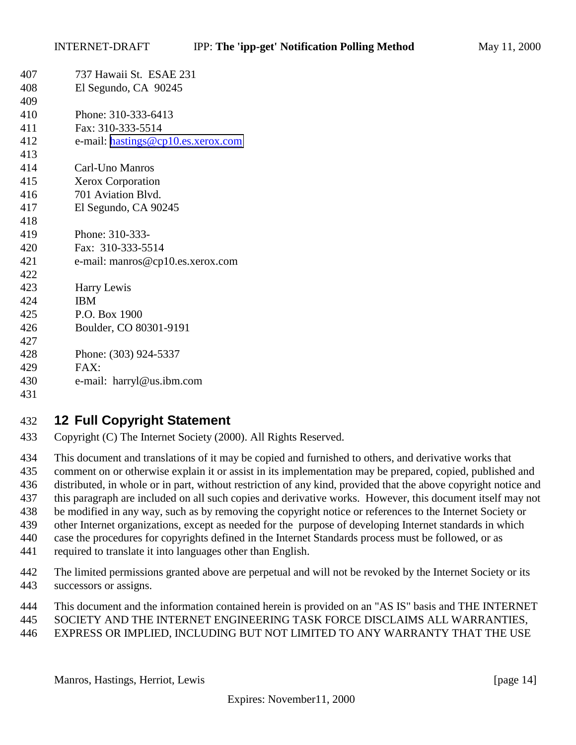737 Hawaii St. ESAE 231
El Segundo, CA 90245

Phone: 310-333-6413
Fax: 310-333-5514
e-mail: hastings@cp10.es.xerox.com

Carl-Uno Manros
Xerox Corporation
701 Aviation Blvd.
El Segundo, CA 90245

Phone: 310-333-
Fax: 310-333-5514
e-mail: manros@cp10.es.xerox.com

Harry Lewis
IBM
P.O. Box 1900
Boulder, CO 80301-9191

Phone: (303) 924-5337
FAX:
e-mail: harryl@us.ibm.com

# 12 Full Copyright Statement

Copyright (C) The Internet Society (2000). All Rights Reserved.

This document and translations of it may be copied and furnished to others, and derivative works that comment on or otherwise explain it or assist in its implementation may be prepared, copied, published and distributed, in whole or in part, without restriction of any kind, provided that the above copyright notice and this paragraph are included on all such copies and derivative works. However, this document itself may not be modified in any way, such as by removing the copyright notice or references to the Internet Society or other Internet organizations, except as needed for the purpose of developing Internet standards in which case the procedures for copyrights defined in the Internet Standards process must be followed, or as required to translate it into languages other than English.

The limited permissions granted above are perpetual and will not be revoked by the Internet Society or its successors or assigns.

This document and the information contained herein is provided on an "AS IS" basis and THE INTERNET SOCIETY AND THE INTERNET ENGINEERING TASK FORCE DISCLAIMS ALL WARRANTIES, EXPRESS OR IMPLIED, INCLUDING BUT NOT LIMITED TO ANY WARRANTY THAT THE USE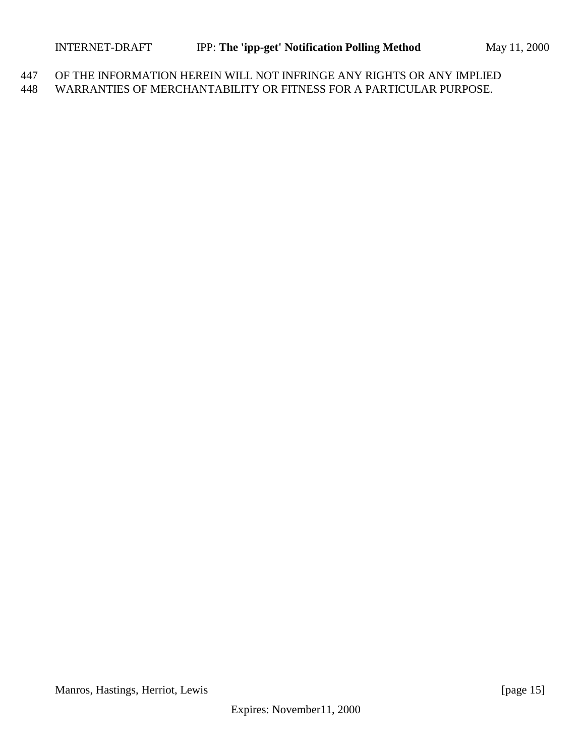OF THE INFORMATION HEREIN WILL NOT INFRINGE ANY RIGHTS OR ANY IMPLIED WARRANTIES OF MERCHANTABILITY OR FITNESS FOR A PARTICULAR PURPOSE.